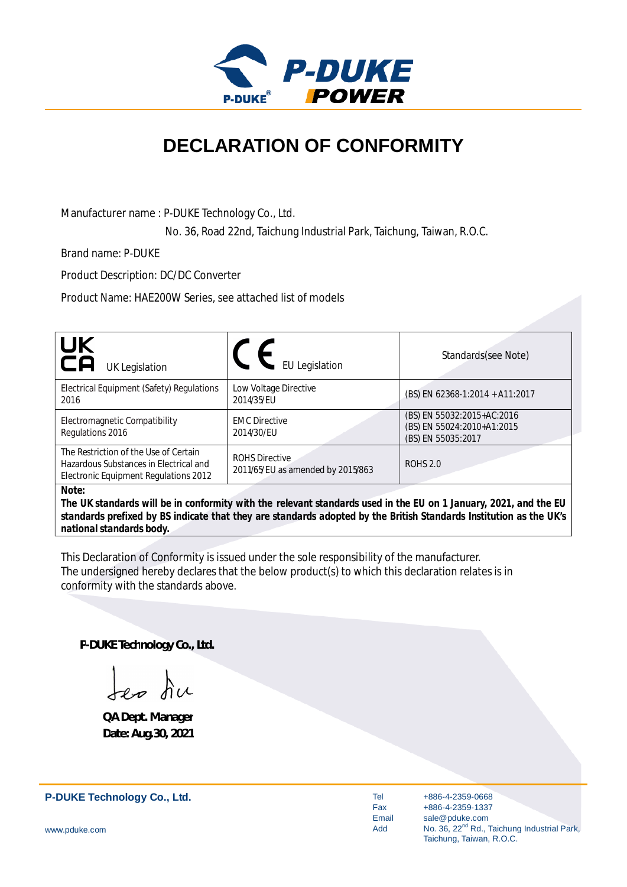# DECLARATION OF CONFORMITY

Manufacturer name : P-DUKE Technology Co., Ltd.

No. 36, Road 22nd, Taichung Industrial Park, Taichung, Taiwan, R.O.C.

Brand name: P-DUKE

Product Description: DC/DC Converter

Product Name: HAE200W Series, see attached list of models

| UK CA UK Legislation | CE EU Legislation | Standards(see Note) |
|---|---|---|
| Electrical Equipment (Safety) Regulations 2016 | Low Voltage Directive 2014/35/EU | (BS) EN 62368-1:2014 + A11:2017 |
| Electromagnetic Compatibility Regulations 2016 | EMC Directive 2014/30/EU | (BS) EN 55032:2015+AC:2016<br>(BS) EN 55024:2010+A1:2015<br>(BS) EN 55035:2017 |
| The Restriction of the Use of Certain Hazardous Substances in Electrical and Electronic Equipment Regulations 2012 | ROHS Directive 2011/65/EU as amended by 2015/863 | ROHS 2.0 |

**Note:**
***The UK standards will be in conformity with the relevant standards used in the EU on 1 January, 2021, and the EU standards prefixed by BS indicate that they are standards adopted by the British Standards Institution as the UK's national standards body.***

This Declaration of Conformity is issued under the sole responsibility of the manufacturer.
The undersigned hereby declares that the below product(s) to which this declaration relates is in conformity with the standards above.

***P-DUKE Technology Co., Ltd.***

***QA Dept. Manager***
***Date: Aug.30, 2021***

**P-DUKE Technology Co., Ltd.**

www.pduke.com

Tel +886-4-2359-0668
Fax +886-4-2359-1337
Email sale@pduke.com
Add No. 36, 22nd Rd., Taichung Industrial Park, Taichung, Taiwan, R.O.C.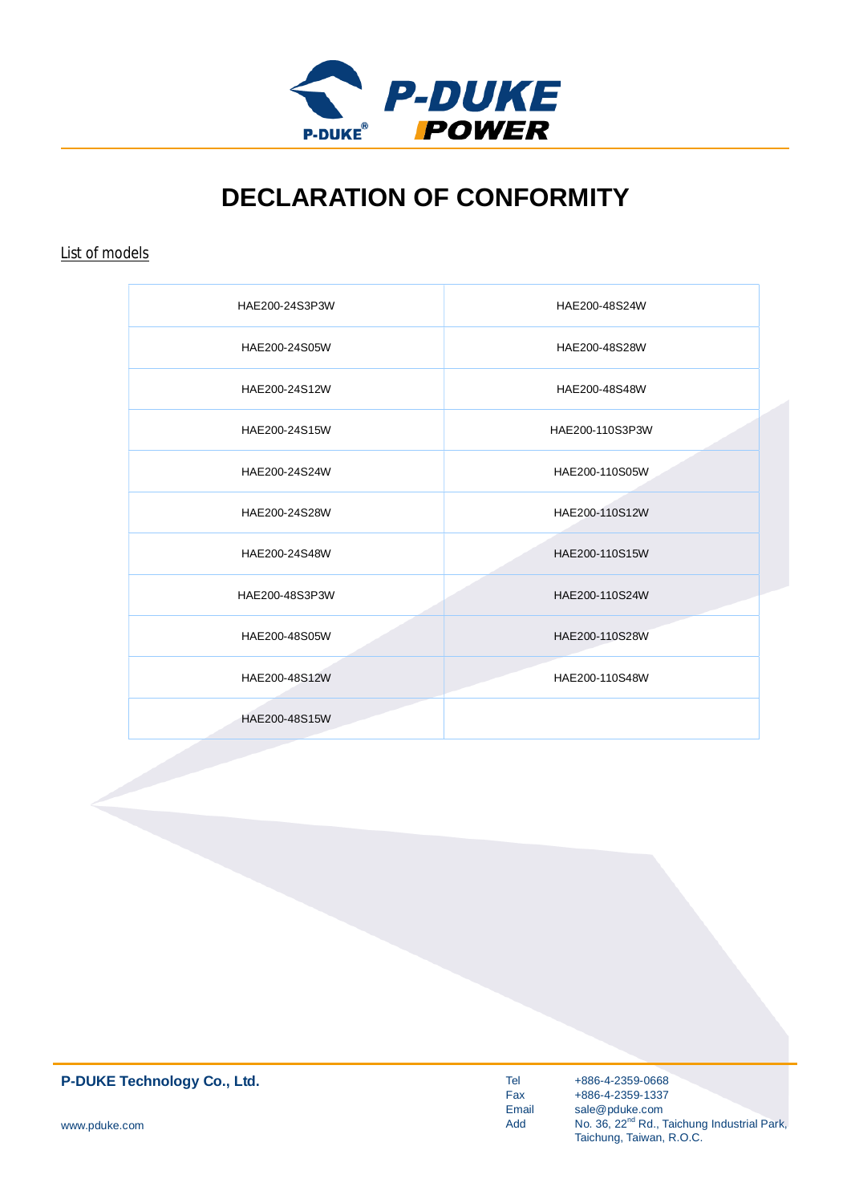# DECLARATION OF CONFORMITY

List of models

| | |
|---|---|
| HAE200-24S3P3W | HAE200-48S24W |
| HAE200-24S05W | HAE200-48S28W |
| HAE200-24S12W | HAE200-48S48W |
| HAE200-24S15W | HAE200-110S3P3W |
| HAE200-24S24W | HAE200-110S05W |
| HAE200-24S28W | HAE200-110S12W |
| HAE200-24S48W | HAE200-110S15W |
| HAE200-48S3P3W | HAE200-110S24W |
| HAE200-48S05W | HAE200-110S28W |
| HAE200-48S12W | HAE200-110S48W |
| HAE200-48S15W | |